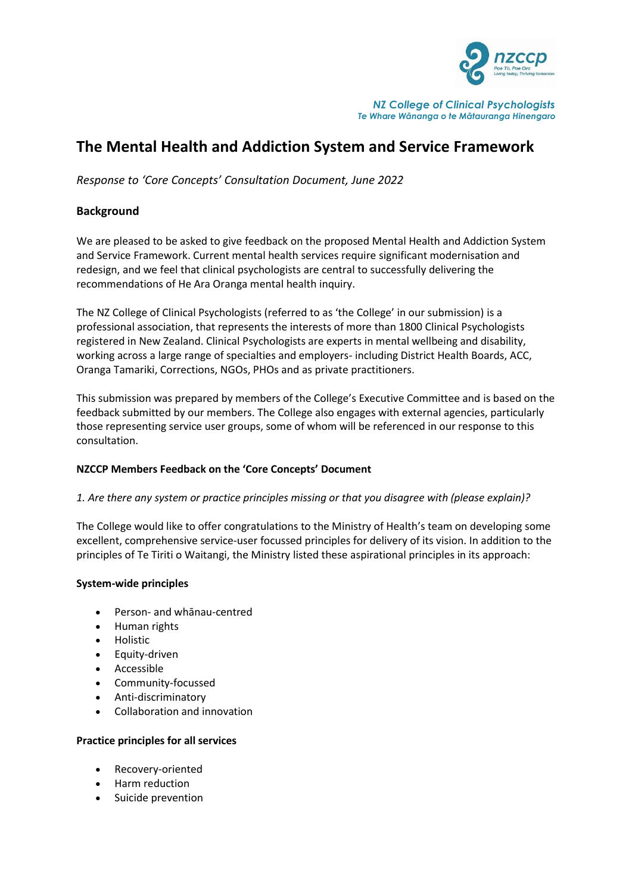NZ College of Clinical Psychologists
*Te Whare Wānanga o te Mātauranga Hinengaro*

# The Mental Health and Addiction System and Service Framework

*Response to 'Core Concepts' Consultation Document, June 2022*

## Background

We are pleased to be asked to give feedback on the proposed Mental Health and Addiction System and Service Framework. Current mental health services require significant modernisation and redesign, and we feel that clinical psychologists are central to successfully delivering the recommendations of He Ara Oranga mental health inquiry.

The NZ College of Clinical Psychologists (referred to as 'the College' in our submission) is a professional association, that represents the interests of more than 1800 Clinical Psychologists registered in New Zealand. Clinical Psychologists are experts in mental wellbeing and disability, working across a large range of specialties and employers- including District Health Boards, ACC, Oranga Tamariki, Corrections, NGOs, PHOs and as private practitioners.

This submission was prepared by members of the College's Executive Committee and is based on the feedback submitted by our members. The College also engages with external agencies, particularly those representing service user groups, some of whom will be referenced in our response to this consultation.

### NZCCP Members Feedback on the 'Core Concepts' Document

*1. Are there any system or practice principles missing or that you disagree with (please explain)?*

The College would like to offer congratulations to the Ministry of Health's team on developing some excellent, comprehensive service-user focussed principles for delivery of its vision. In addition to the principles of Te Tiriti o Waitangi, the Ministry listed these aspirational principles in its approach:

**System-wide principles**

- Person- and whānau-centred
- Human rights
- Holistic
- Equity-driven
- Accessible
- Community-focussed
- Anti-discriminatory
- Collaboration and innovation

**Practice principles for all services**

- Recovery-oriented
- Harm reduction
- Suicide prevention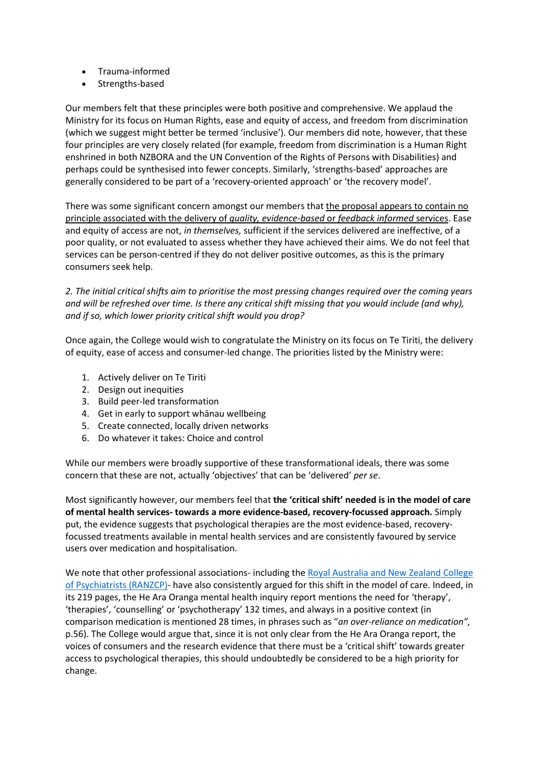- Trauma-informed
- Strengths-based

Our members felt that these principles were both positive and comprehensive. We applaud the Ministry for its focus on Human Rights, ease and equity of access, and freedom from discrimination (which we suggest might better be termed 'inclusive'). Our members did note, however, that these four principles are very closely related (for example, freedom from discrimination is a Human Right enshrined in both NZBORA and the UN Convention of the Rights of Persons with Disabilities) and perhaps could be synthesised into fewer concepts. Similarly, 'strengths-based' approaches are generally considered to be part of a 'recovery-oriented approach' or 'the recovery model'.

There was some significant concern amongst our members that <u>the proposal appears to contain no principle associated with the delivery of *quality, evidence-based* or *feedback informed* services</u>. Ease and equity of access are not, *in themselves,* sufficient if the services delivered are ineffective, of a poor quality, or not evaluated to assess whether they have achieved their aims. We do not feel that services can be person-centred if they do not deliver positive outcomes, as this is the primary consumers seek help.

*2. The initial critical shifts aim to prioritise the most pressing changes required over the coming years and will be refreshed over time. Is there any critical shift missing that you would include (and why), and if so, which lower priority critical shift would you drop?*

Once again, the College would wish to congratulate the Ministry on its focus on Te Tiriti, the delivery of equity, ease of access and consumer-led change. The priorities listed by the Ministry were:

1. Actively deliver on Te Tiriti
2. Design out inequities
3. Build peer-led transformation
4. Get in early to support whānau wellbeing
5. Create connected, locally driven networks
6. Do whatever it takes: Choice and control

While our members were broadly supportive of these transformational ideals, there was some concern that these are not, actually 'objectives' that can be 'delivered' *per se*.

Most significantly however, our members feel that **the 'critical shift' needed is in the model of care of mental health services- towards a more evidence-based, recovery-focussed approach.** Simply put, the evidence suggests that psychological therapies are the most evidence-based, recovery-focussed treatments available in mental health services and are consistently favoured by service users over medication and hospitalisation.

We note that other professional associations- including the [Royal Australia and New Zealand College of Psychiatrists (RANZCP)]- have also consistently argued for this shift in the model of care. Indeed, in its 219 pages, the He Ara Oranga mental health inquiry report mentions the need for 'therapy', 'therapies', 'counselling' or 'psychotherapy' 132 times, and always in a positive context (in comparison medication is mentioned 28 times, in phrases such as "*an over-reliance on medication",* p.56). The College would argue that, since it is not only clear from the He Ara Oranga report, the voices of consumers and the research evidence that there must be a 'critical shift' towards greater access to psychological therapies, this should undoubtedly be considered to be a high priority for change.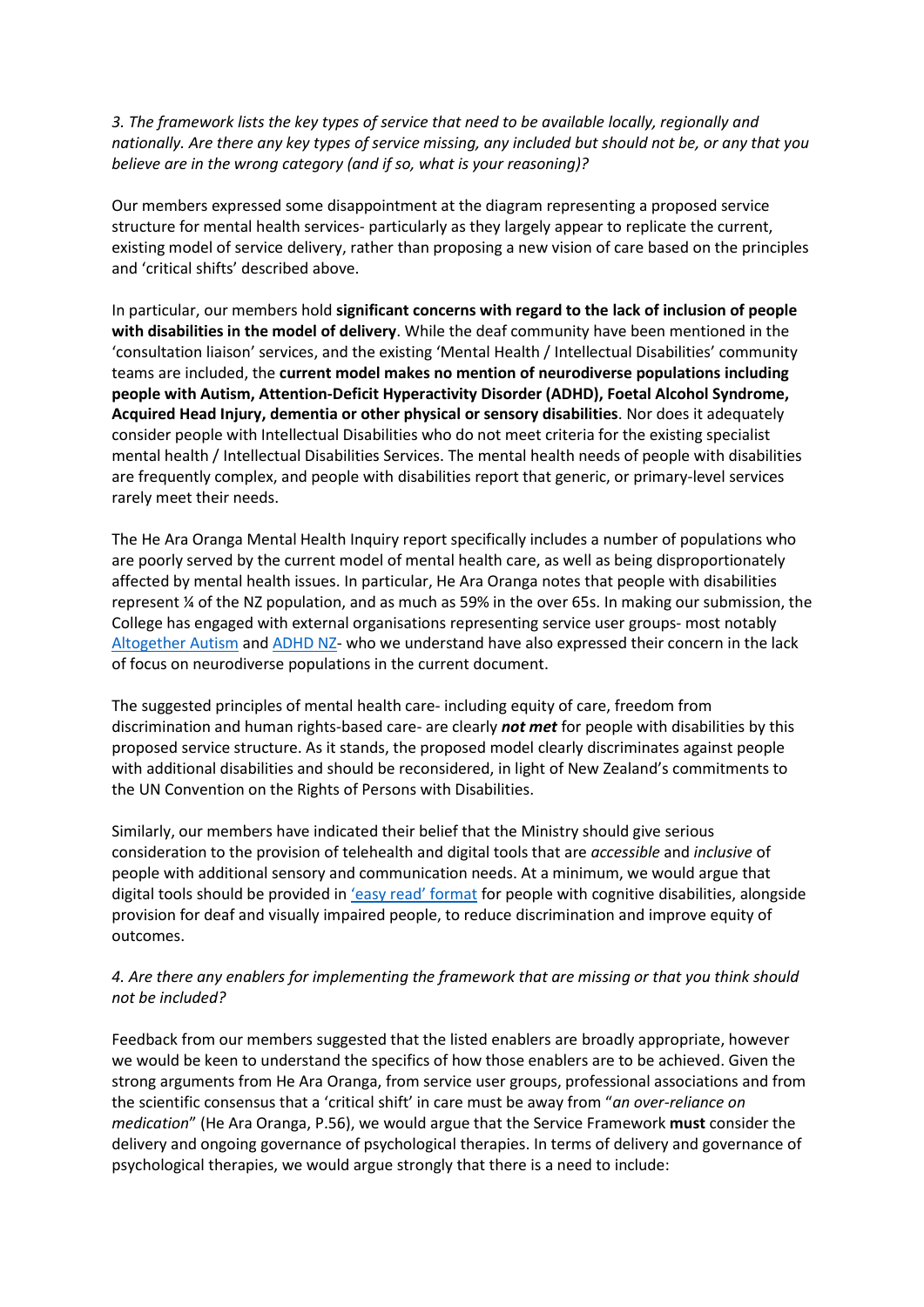*3. The framework lists the key types of service that need to be available locally, regionally and nationally. Are there any key types of service missing, any included but should not be, or any that you believe are in the wrong category (and if so, what is your reasoning)?*

Our members expressed some disappointment at the diagram representing a proposed service structure for mental health services- particularly as they largely appear to replicate the current, existing model of service delivery, rather than proposing a new vision of care based on the principles and 'critical shifts' described above.

In particular, our members hold **significant concerns with regard to the lack of inclusion of people with disabilities in the model of delivery**. While the deaf community have been mentioned in the 'consultation liaison' services, and the existing 'Mental Health / Intellectual Disabilities' community teams are included, the **current model makes no mention of neurodiverse populations including people with Autism, Attention-Deficit Hyperactivity Disorder (ADHD), Foetal Alcohol Syndrome, Acquired Head Injury, dementia or other physical or sensory disabilities**. Nor does it adequately consider people with Intellectual Disabilities who do not meet criteria for the existing specialist mental health / Intellectual Disabilities Services. The mental health needs of people with disabilities are frequently complex, and people with disabilities report that generic, or primary-level services rarely meet their needs.

The He Ara Oranga Mental Health Inquiry report specifically includes a number of populations who are poorly served by the current model of mental health care, as well as being disproportionately affected by mental health issues. In particular, He Ara Oranga notes that people with disabilities represent ¼ of the NZ population, and as much as 59% in the over 65s. In making our submission, the College has engaged with external organisations representing service user groups- most notably [Altogether Autism] and [ADHD NZ]- who we understand have also expressed their concern in the lack of focus on neurodiverse populations in the current document.

The suggested principles of mental health care- including equity of care, freedom from discrimination and human rights-based care- are clearly ***not met*** for people with disabilities by this proposed service structure. As it stands, the proposed model clearly discriminates against people with additional disabilities and should be reconsidered, in light of New Zealand's commitments to the UN Convention on the Rights of Persons with Disabilities.

Similarly, our members have indicated their belief that the Ministry should give serious consideration to the provision of telehealth and digital tools that are *accessible* and *inclusive* of people with additional sensory and communication needs. At a minimum, we would argue that digital tools should be provided in ['easy read' format] for people with cognitive disabilities, alongside provision for deaf and visually impaired people, to reduce discrimination and improve equity of outcomes.

*4. Are there any enablers for implementing the framework that are missing or that you think should not be included?*

Feedback from our members suggested that the listed enablers are broadly appropriate, however we would be keen to understand the specifics of how those enablers are to be achieved. Given the strong arguments from He Ara Oranga, from service user groups, professional associations and from the scientific consensus that a 'critical shift' in care must be away from "*an over-reliance on medication*" (He Ara Oranga, P.56), we would argue that the Service Framework **must** consider the delivery and ongoing governance of psychological therapies. In terms of delivery and governance of psychological therapies, we would argue strongly that there is a need to include: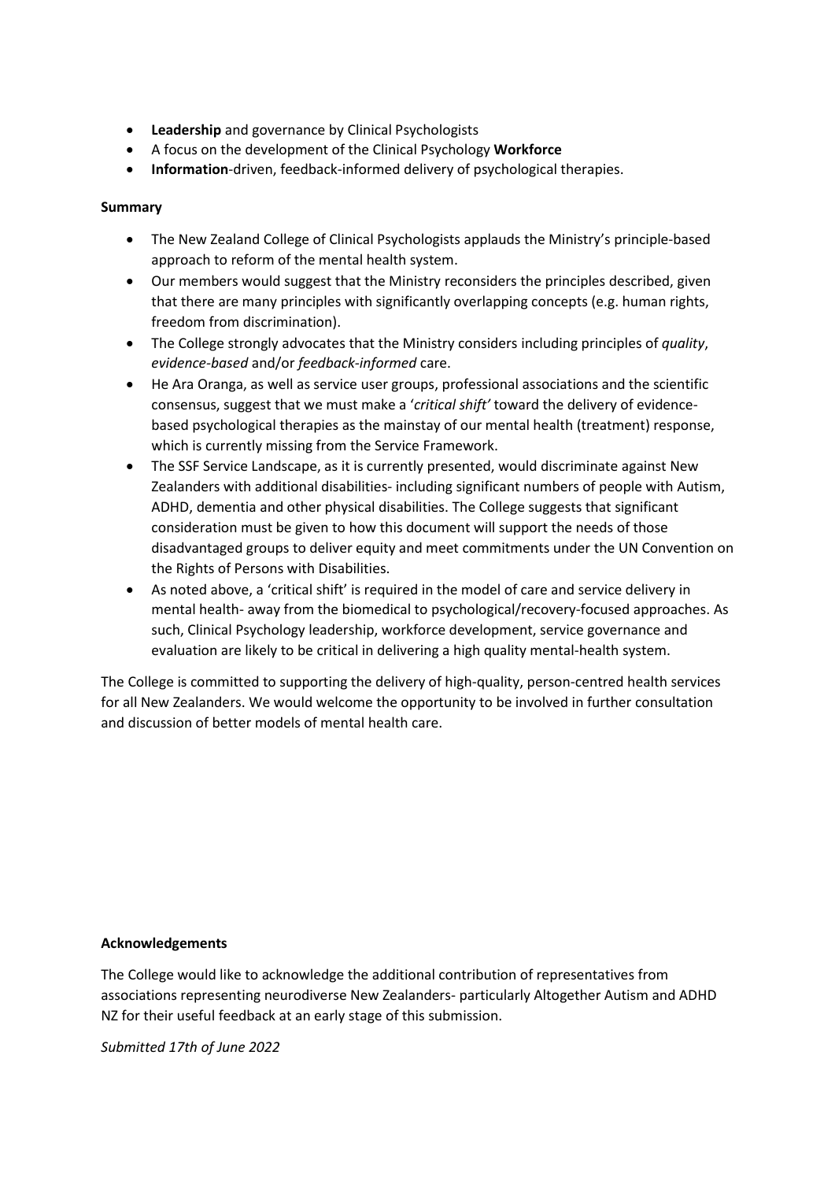- **Leadership** and governance by Clinical Psychologists
- A focus on the development of the Clinical Psychology **Workforce**
- **Information**-driven, feedback-informed delivery of psychological therapies.

**Summary**

- The New Zealand College of Clinical Psychologists applauds the Ministry's principle-based approach to reform of the mental health system.
- Our members would suggest that the Ministry reconsiders the principles described, given that there are many principles with significantly overlapping concepts (e.g. human rights, freedom from discrimination).
- The College strongly advocates that the Ministry considers including principles of *quality*, *evidence-based* and/or *feedback-informed* care.
- He Ara Oranga, as well as service user groups, professional associations and the scientific consensus, suggest that we must make a '*critical shift'* toward the delivery of evidence-based psychological therapies as the mainstay of our mental health (treatment) response, which is currently missing from the Service Framework.
- The SSF Service Landscape, as it is currently presented, would discriminate against New Zealanders with additional disabilities- including significant numbers of people with Autism, ADHD, dementia and other physical disabilities. The College suggests that significant consideration must be given to how this document will support the needs of those disadvantaged groups to deliver equity and meet commitments under the UN Convention on the Rights of Persons with Disabilities.
- As noted above, a 'critical shift' is required in the model of care and service delivery in mental health- away from the biomedical to psychological/recovery-focused approaches. As such, Clinical Psychology leadership, workforce development, service governance and evaluation are likely to be critical in delivering a high quality mental-health system.

The College is committed to supporting the delivery of high-quality, person-centred health services for all New Zealanders. We would welcome the opportunity to be involved in further consultation and discussion of better models of mental health care.

**Acknowledgements**

The College would like to acknowledge the additional contribution of representatives from associations representing neurodiverse New Zealanders- particularly Altogether Autism and ADHD NZ for their useful feedback at an early stage of this submission.

*Submitted 17th of June 2022*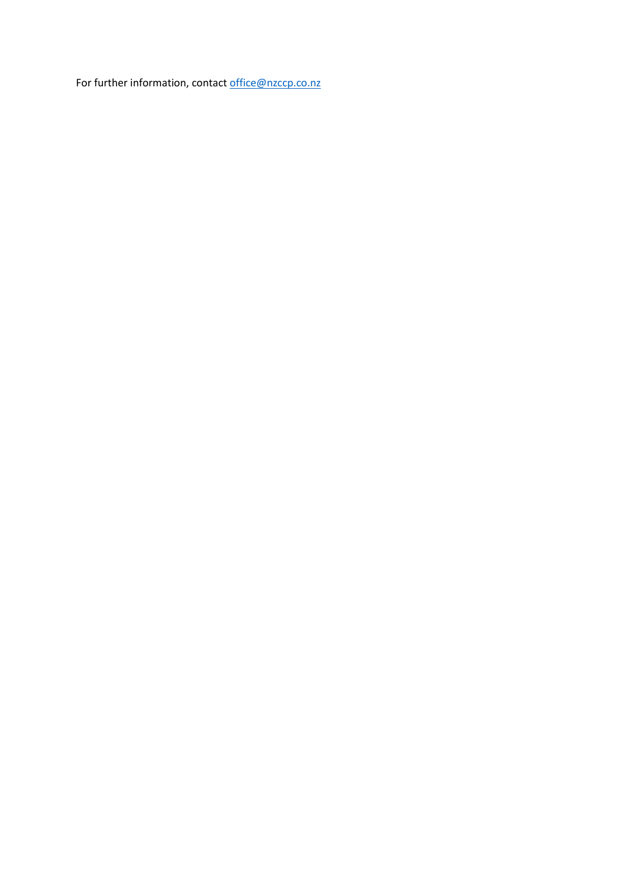For further information, contact [office@nzccp.co.nz](mailto:office@nzccp.co.nz)